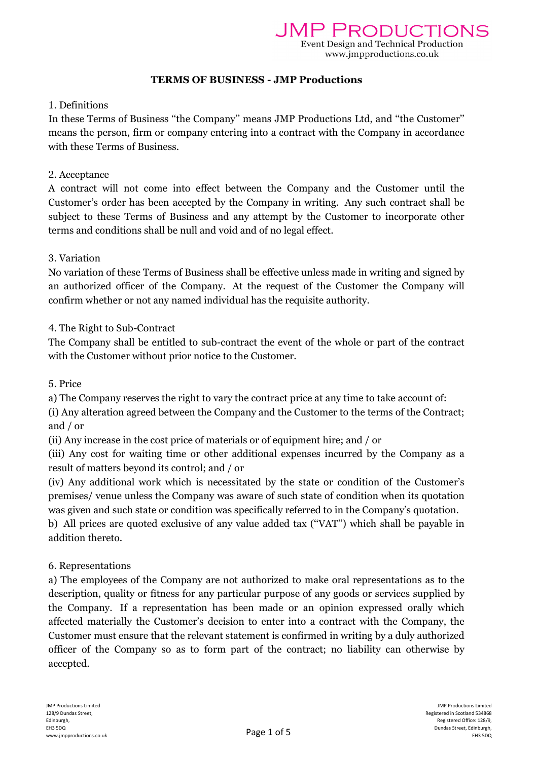JMP Productions
Event Design and Technical Production
www.jmpproductions.co.uk

# TERMS OF BUSINESS - JMP Productions

## 1. Definitions

In these Terms of Business "the Company" means JMP Productions Ltd, and "the Customer" means the person, firm or company entering into a contract with the Company in accordance with these Terms of Business.

## 2. Acceptance

A contract will not come into effect between the Company and the Customer until the Customer's order has been accepted by the Company in writing. Any such contract shall be subject to these Terms of Business and any attempt by the Customer to incorporate other terms and conditions shall be null and void and of no legal effect.

## 3. Variation

No variation of these Terms of Business shall be effective unless made in writing and signed by an authorized officer of the Company. At the request of the Customer the Company will confirm whether or not any named individual has the requisite authority.

## 4. The Right to Sub-Contract

The Company shall be entitled to sub-contract the event of the whole or part of the contract with the Customer without prior notice to the Customer.

## 5. Price

a) The Company reserves the right to vary the contract price at any time to take account of:

(i) Any alteration agreed between the Company and the Customer to the terms of the Contract; and / or

(ii) Any increase in the cost price of materials or of equipment hire; and / or

(iii) Any cost for waiting time or other additional expenses incurred by the Company as a result of matters beyond its control; and / or

(iv) Any additional work which is necessitated by the state or condition of the Customer's premises/ venue unless the Company was aware of such state of condition when its quotation was given and such state or condition was specifically referred to in the Company's quotation.

b) All prices are quoted exclusive of any value added tax ("VAT") which shall be payable in addition thereto.

## 6. Representations

a) The employees of the Company are not authorized to make oral representations as to the description, quality or fitness for any particular purpose of any goods or services supplied by the Company. If a representation has been made or an opinion expressed orally which affected materially the Customer's decision to enter into a contract with the Company, the Customer must ensure that the relevant statement is confirmed in writing by a duly authorized officer of the Company so as to form part of the contract; no liability can otherwise by accepted.

JMP Productions Limited
128/9 Dundas Street,
Edinburgh,
EH3 5DQ
www.jmpproductions.co.uk

JMP Productions Limited
Registered in Scotland 534868
Registered Office: 128/9,
Dundas Street, Edinburgh,
EH3 5DQ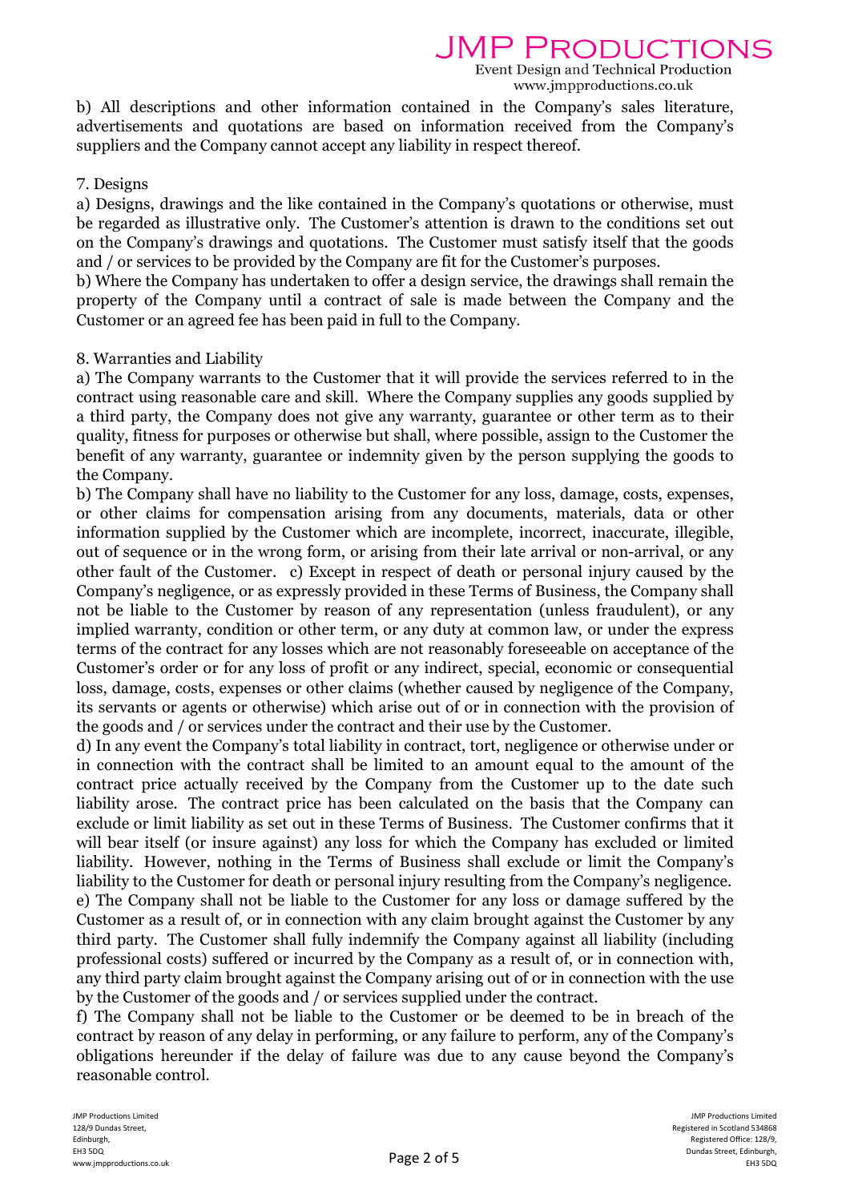b) All descriptions and other information contained in the Company's sales literature, advertisements and quotations are based on information received from the Company's suppliers and the Company cannot accept any liability in respect thereof.

7. Designs

a) Designs, drawings and the like contained in the Company's quotations or otherwise, must be regarded as illustrative only. The Customer's attention is drawn to the conditions set out on the Company's drawings and quotations. The Customer must satisfy itself that the goods and / or services to be provided by the Company are fit for the Customer's purposes.

b) Where the Company has undertaken to offer a design service, the drawings shall remain the property of the Company until a contract of sale is made between the Company and the Customer or an agreed fee has been paid in full to the Company.

8. Warranties and Liability

a) The Company warrants to the Customer that it will provide the services referred to in the contract using reasonable care and skill. Where the Company supplies any goods supplied by a third party, the Company does not give any warranty, guarantee or other term as to their quality, fitness for purposes or otherwise but shall, where possible, assign to the Customer the benefit of any warranty, guarantee or indemnity given by the person supplying the goods to the Company.

b) The Company shall have no liability to the Customer for any loss, damage, costs, expenses, or other claims for compensation arising from any documents, materials, data or other information supplied by the Customer which are incomplete, incorrect, inaccurate, illegible, out of sequence or in the wrong form, or arising from their late arrival or non-arrival, or any other fault of the Customer. c) Except in respect of death or personal injury caused by the Company's negligence, or as expressly provided in these Terms of Business, the Company shall not be liable to the Customer by reason of any representation (unless fraudulent), or any implied warranty, condition or other term, or any duty at common law, or under the express terms of the contract for any losses which are not reasonably foreseeable on acceptance of the Customer's order or for any loss of profit or any indirect, special, economic or consequential loss, damage, costs, expenses or other claims (whether caused by negligence of the Company, its servants or agents or otherwise) which arise out of or in connection with the provision of the goods and / or services under the contract and their use by the Customer.

d) In any event the Company's total liability in contract, tort, negligence or otherwise under or in connection with the contract shall be limited to an amount equal to the amount of the contract price actually received by the Company from the Customer up to the date such liability arose. The contract price has been calculated on the basis that the Company can exclude or limit liability as set out in these Terms of Business. The Customer confirms that it will bear itself (or insure against) any loss for which the Company has excluded or limited liability. However, nothing in the Terms of Business shall exclude or limit the Company's liability to the Customer for death or personal injury resulting from the Company's negligence.

e) The Company shall not be liable to the Customer for any loss or damage suffered by the Customer as a result of, or in connection with any claim brought against the Customer by any third party. The Customer shall fully indemnify the Company against all liability (including professional costs) suffered or incurred by the Company as a result of, or in connection with, any third party claim brought against the Company arising out of or in connection with the use by the Customer of the goods and / or services supplied under the contract.

f) The Company shall not be liable to the Customer or be deemed to be in breach of the contract by reason of any delay in performing, or any failure to perform, any of the Company's obligations hereunder if the delay of failure was due to any cause beyond the Company's reasonable control.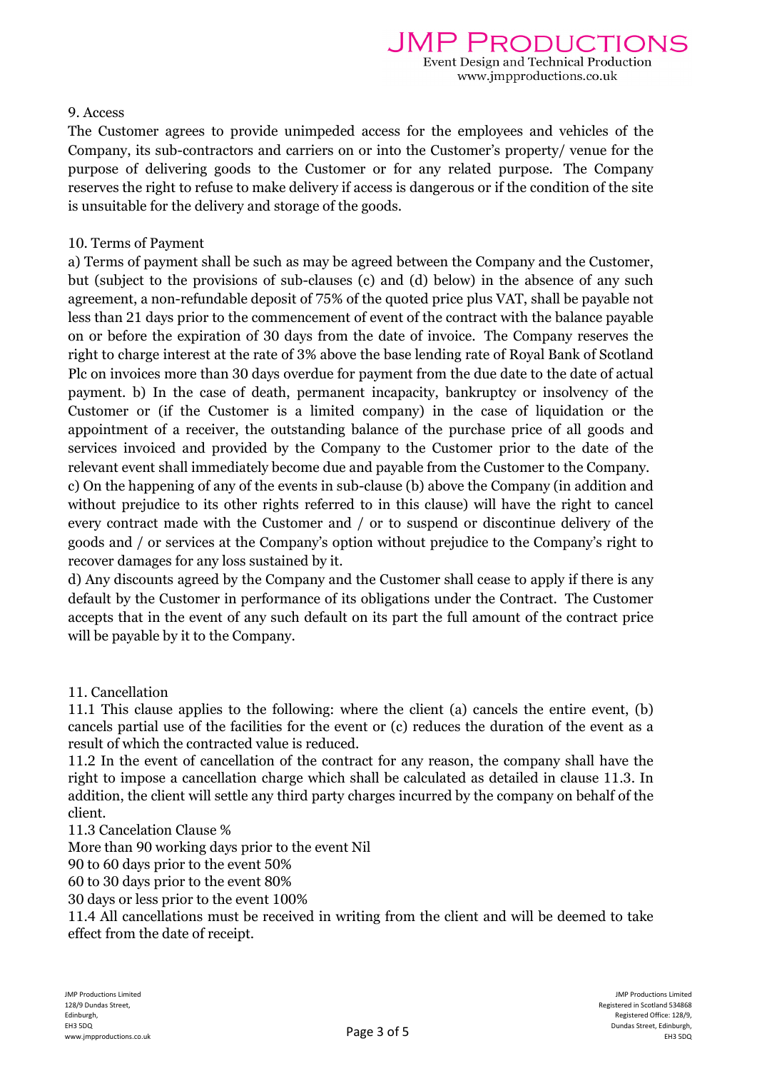## 9. Access

The Customer agrees to provide unimpeded access for the employees and vehicles of the Company, its sub-contractors and carriers on or into the Customer's property/ venue for the purpose of delivering goods to the Customer or for any related purpose. The Company reserves the right to refuse to make delivery if access is dangerous or if the condition of the site is unsuitable for the delivery and storage of the goods.

## 10. Terms of Payment

a) Terms of payment shall be such as may be agreed between the Company and the Customer, but (subject to the provisions of sub-clauses (c) and (d) below) in the absence of any such agreement, a non-refundable deposit of 75% of the quoted price plus VAT, shall be payable not less than 21 days prior to the commencement of event of the contract with the balance payable on or before the expiration of 30 days from the date of invoice. The Company reserves the right to charge interest at the rate of 3% above the base lending rate of Royal Bank of Scotland Plc on invoices more than 30 days overdue for payment from the due date to the date of actual payment. b) In the case of death, permanent incapacity, bankruptcy or insolvency of the Customer or (if the Customer is a limited company) in the case of liquidation or the appointment of a receiver, the outstanding balance of the purchase price of all goods and services invoiced and provided by the Company to the Customer prior to the date of the relevant event shall immediately become due and payable from the Customer to the Company.

c) On the happening of any of the events in sub-clause (b) above the Company (in addition and without prejudice to its other rights referred to in this clause) will have the right to cancel every contract made with the Customer and / or to suspend or discontinue delivery of the goods and / or services at the Company's option without prejudice to the Company's right to recover damages for any loss sustained by it.

d) Any discounts agreed by the Company and the Customer shall cease to apply if there is any default by the Customer in performance of its obligations under the Contract. The Customer accepts that in the event of any such default on its part the full amount of the contract price will be payable by it to the Company.

## 11. Cancellation

11.1 This clause applies to the following: where the client (a) cancels the entire event, (b) cancels partial use of the facilities for the event or (c) reduces the duration of the event as a result of which the contracted value is reduced.

11.2 In the event of cancellation of the contract for any reason, the company shall have the right to impose a cancellation charge which shall be calculated as detailed in clause 11.3. In addition, the client will settle any third party charges incurred by the company on behalf of the client.

11.3 Cancelation Clause %

More than 90 working days prior to the event Nil

90 to 60 days prior to the event 50%

60 to 30 days prior to the event 80%

30 days or less prior to the event 100%

11.4 All cancellations must be received in writing from the client and will be deemed to take effect from the date of receipt.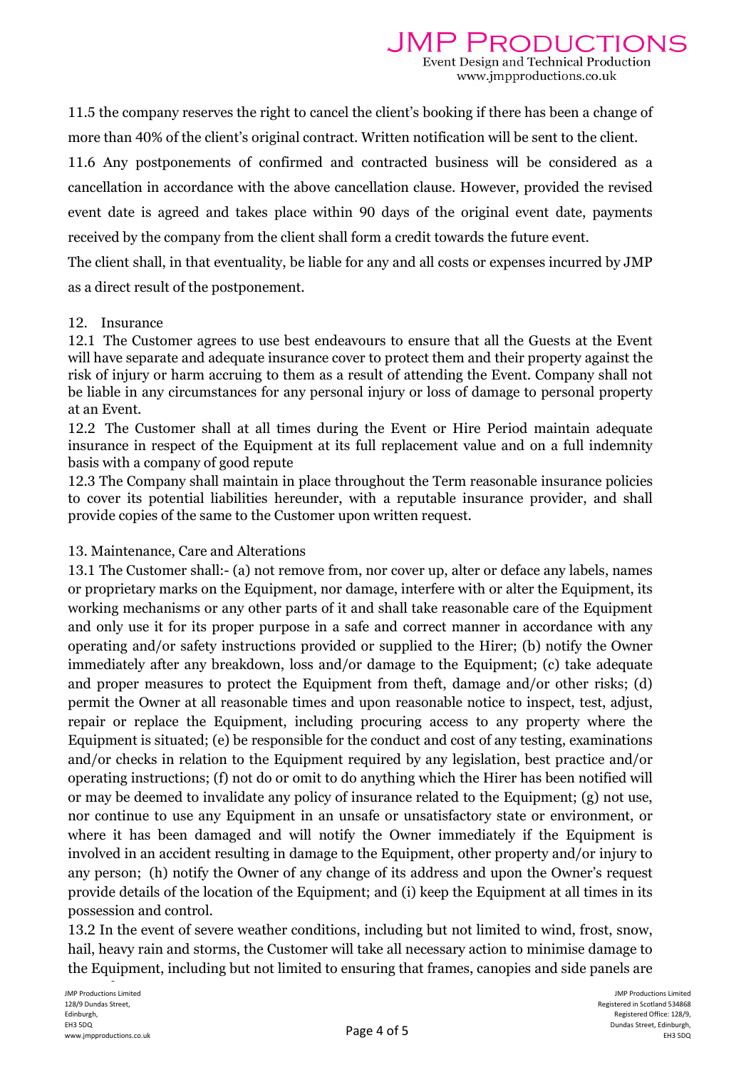11.5 the company reserves the right to cancel the client's booking if there has been a change of more than 40% of the client's original contract. Written notification will be sent to the client.

11.6 Any postponements of confirmed and contracted business will be considered as a cancellation in accordance with the above cancellation clause. However, provided the revised event date is agreed and takes place within 90 days of the original event date, payments received by the company from the client shall form a credit towards the future event.

The client shall, in that eventuality, be liable for any and all costs or expenses incurred by JMP as a direct result of the postponement.

12. Insurance

12.1 The Customer agrees to use best endeavours to ensure that all the Guests at the Event will have separate and adequate insurance cover to protect them and their property against the risk of injury or harm accruing to them as a result of attending the Event. Company shall not be liable in any circumstances for any personal injury or loss of damage to personal property at an Event.

12.2 The Customer shall at all times during the Event or Hire Period maintain adequate insurance in respect of the Equipment at its full replacement value and on a full indemnity basis with a company of good repute

12.3 The Company shall maintain in place throughout the Term reasonable insurance policies to cover its potential liabilities hereunder, with a reputable insurance provider, and shall provide copies of the same to the Customer upon written request.

13. Maintenance, Care and Alterations

13.1 The Customer shall:- (a) not remove from, nor cover up, alter or deface any labels, names or proprietary marks on the Equipment, nor damage, interfere with or alter the Equipment, its working mechanisms or any other parts of it and shall take reasonable care of the Equipment and only use it for its proper purpose in a safe and correct manner in accordance with any operating and/or safety instructions provided or supplied to the Hirer; (b) notify the Owner immediately after any breakdown, loss and/or damage to the Equipment; (c) take adequate and proper measures to protect the Equipment from theft, damage and/or other risks; (d) permit the Owner at all reasonable times and upon reasonable notice to inspect, test, adjust, repair or replace the Equipment, including procuring access to any property where the Equipment is situated; (e) be responsible for the conduct and cost of any testing, examinations and/or checks in relation to the Equipment required by any legislation, best practice and/or operating instructions; (f) not do or omit to do anything which the Hirer has been notified will or may be deemed to invalidate any policy of insurance related to the Equipment; (g) not use, nor continue to use any Equipment in an unsafe or unsatisfactory state or environment, or where it has been damaged and will notify the Owner immediately if the Equipment is involved in an accident resulting in damage to the Equipment, other property and/or injury to any person; (h) notify the Owner of any change of its address and upon the Owner's request provide details of the location of the Equipment; and (i) keep the Equipment at all times in its possession and control.

13.2 In the event of severe weather conditions, including but not limited to wind, frost, snow, hail, heavy rain and storms, the Customer will take all necessary action to minimise damage to the Equipment, including but not limited to ensuring that frames, canopies and side panels are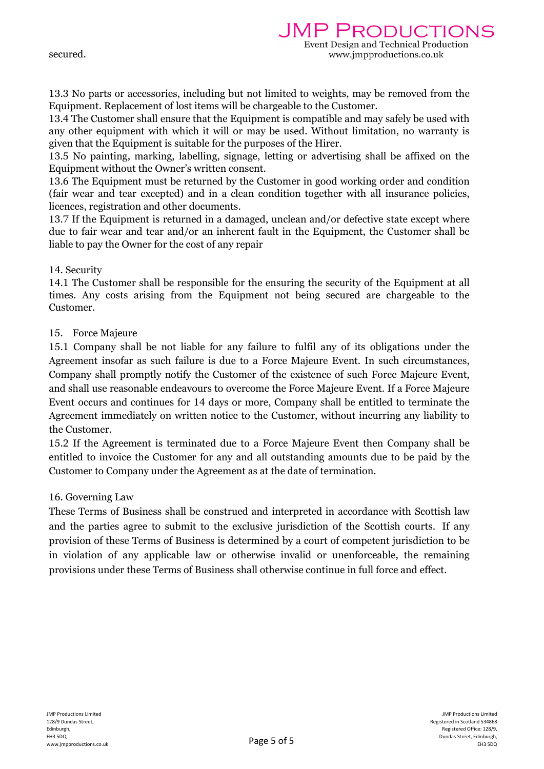secured.

13.3 No parts or accessories, including but not limited to weights, may be removed from the Equipment. Replacement of lost items will be chargeable to the Customer.
13.4 The Customer shall ensure that the Equipment is compatible and may safely be used with any other equipment with which it will or may be used. Without limitation, no warranty is given that the Equipment is suitable for the purposes of the Hirer.
13.5 No painting, marking, labelling, signage, letting or advertising shall be affixed on the Equipment without the Owner's written consent.
13.6 The Equipment must be returned by the Customer in good working order and condition (fair wear and tear excepted) and in a clean condition together with all insurance policies, licences, registration and other documents.
13.7 If the Equipment is returned in a damaged, unclean and/or defective state except where due to fair wear and tear and/or an inherent fault in the Equipment, the Customer shall be liable to pay the Owner for the cost of any repair

14. Security
14.1 The Customer shall be responsible for the ensuring the security of the Equipment at all times. Any costs arising from the Equipment not being secured are chargeable to the Customer.

15. Force Majeure
15.1 Company shall be not liable for any failure to fulfil any of its obligations under the Agreement insofar as such failure is due to a Force Majeure Event. In such circumstances, Company shall promptly notify the Customer of the existence of such Force Majeure Event, and shall use reasonable endeavours to overcome the Force Majeure Event. If a Force Majeure Event occurs and continues for 14 days or more, Company shall be entitled to terminate the Agreement immediately on written notice to the Customer, without incurring any liability to the Customer.
15.2 If the Agreement is terminated due to a Force Majeure Event then Company shall be entitled to invoice the Customer for any and all outstanding amounts due to be paid by the Customer to Company under the Agreement as at the date of termination.

16. Governing Law
These Terms of Business shall be construed and interpreted in accordance with Scottish law and the parties agree to submit to the exclusive jurisdiction of the Scottish courts. If any provision of these Terms of Business is determined by a court of competent jurisdiction to be in violation of any applicable law or otherwise invalid or unenforceable, the remaining provisions under these Terms of Business shall otherwise continue in full force and effect.